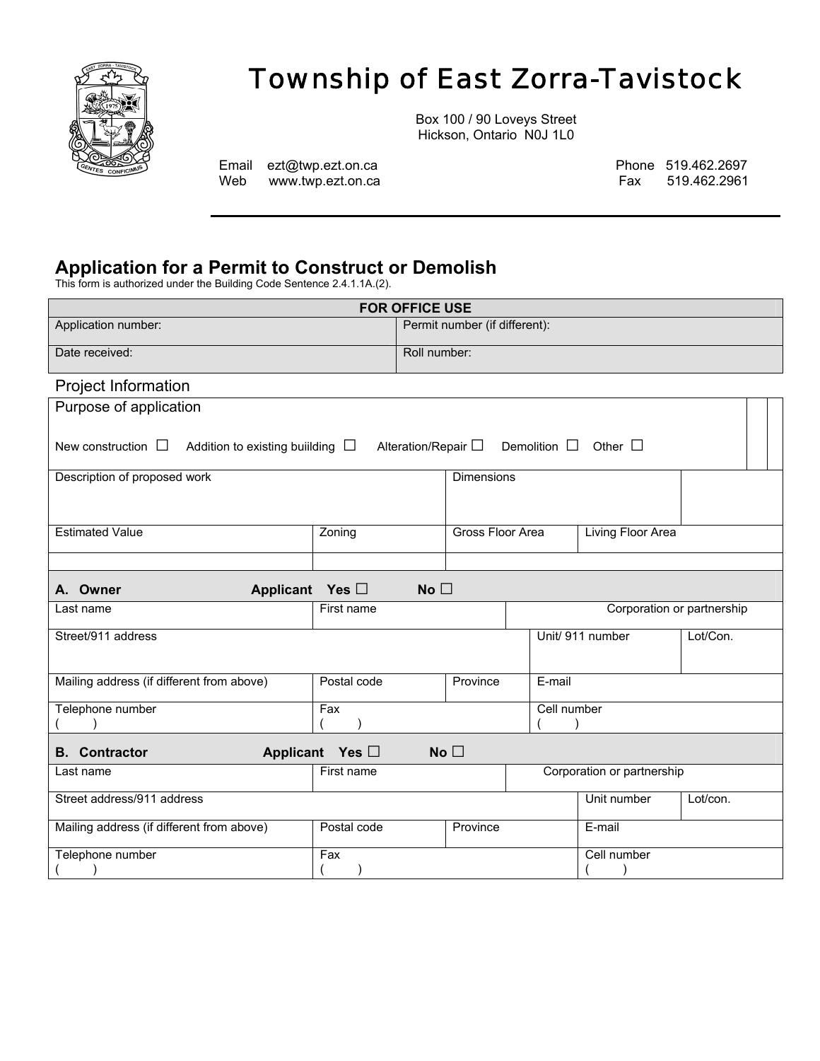# Township of East Zorra-Tavistock

Box 100 / 90 Loveys Street
Hickson, Ontario N0J 1L0

Email ezt@twp.ezt.on.ca
Web www.twp.ezt.on.ca

Phone 519.462.2697
Fax 519.462.2961

## Application for a Permit to Construct or Demolish

This form is authorized under the Building Code Sentence 2.4.1.1A.(2).

| FOR OFFICE USE | |
|---|---|
| Application number: | Permit number (if different): |
| Date received: | Roll number: |

### Project Information

| Purpose of application | | | |
|---|---|---|---|
| New construction ☐ Addition to existing buiilding ☐ Alteration/Repair ☐ Demolition ☐ Other ☐ | | | |
| Description of proposed work | | Dimensions | |
| Estimated Value | Zoning | Gross Floor Area | Living Floor Area |
| | | | |

| **A. Owner** **Applicant Yes ☐ No ☐** | | | | |
|---|---|---|---|---|
| Last name | First name | | Corporation or partnership | |
| Street/911 address | | | Unit/ 911 number | Lot/Con. |
| Mailing address (if different from above) | Postal code | Province | E-mail | |
| Telephone number ( ) | Fax ( ) | | Cell number ( ) | |

| **B. Contractor** **Applicant Yes ☐ No ☐** | | | | |
|---|---|---|---|---|
| Last name | First name | | Corporation or partnership | |
| Street address/911 address | | | Unit number | Lot/con. |
| Mailing address (if different from above) | Postal code | Province | E-mail | |
| Telephone number ( ) | Fax ( ) | | Cell number ( ) | |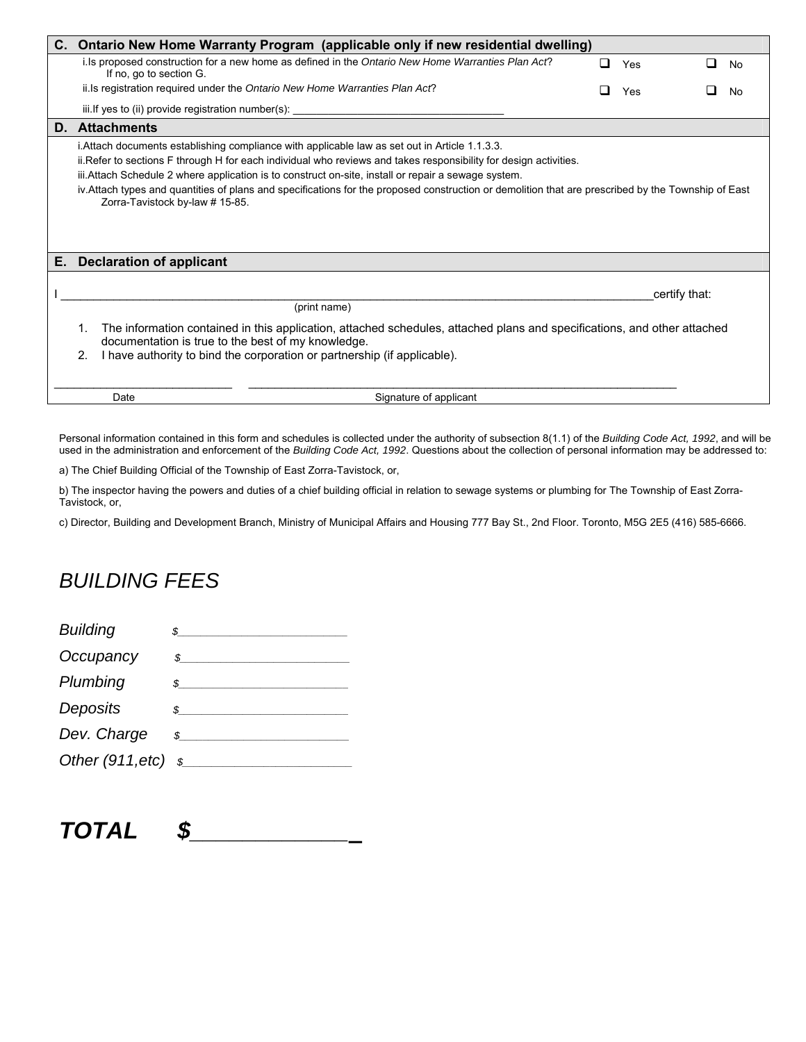## C. Ontario New Home Warranty Program (applicable only if new residential dwelling)

| | | |
|---|---|---|
| i. Is proposed construction for a new home as defined in the *Ontario New Home Warranties Plan Act*? If no, go to section G. | ❑ Yes | ❑ No |
| ii. Is registration required under the *Ontario New Home Warranties Plan Act*? | ❑ Yes | ❑ No |
| iii. If yes to (ii) provide registration number(s): ___________________________________ | | |

## D. Attachments

i. Attach documents establishing compliance with applicable law as set out in Article 1.1.3.3.

ii. Refer to sections F through H for each individual who reviews and takes responsibility for design activities.

iii. Attach Schedule 2 where application is to construct on-site, install or repair a sewage system.

iv. Attach types and quantities of plans and specifications for the proposed construction or demolition that are prescribed by the Township of East Zorra-Tavistock by-law # 15-85.

## E. Declaration of applicant

I ______________________________________________________________________________certify that:
(print name)

1. The information contained in this application, attached schedules, attached plans and specifications, and other attached documentation is true to the best of my knowledge.
2. I have authority to bind the corporation or partnership (if applicable).

___________________________ ______________________________________________________________

Date Signature of applicant

Personal information contained in this form and schedules is collected under the authority of subsection 8(1.1) of the *Building Code Act, 1992*, and will be used in the administration and enforcement of the *Building Code Act, 1992*. Questions about the collection of personal information may be addressed to:

a) The Chief Building Official of the Township of East Zorra-Tavistock, or,

b) The inspector having the powers and duties of a chief building official in relation to sewage systems or plumbing for The Township of East Zorra-Tavistock, or,

c) Director, Building and Development Branch, Ministry of Municipal Affairs and Housing 777 Bay St., 2nd Floor. Toronto, M5G 2E5 (416) 585-6666.

# *BUILDING FEES*

*Building* $________________________

*Occupancy* $________________________

*Plumbing* $________________________

*Deposits* $________________________

*Dev. Charge* $________________________

*Other (911,etc)* $________________________

## ***TOTAL $_____________***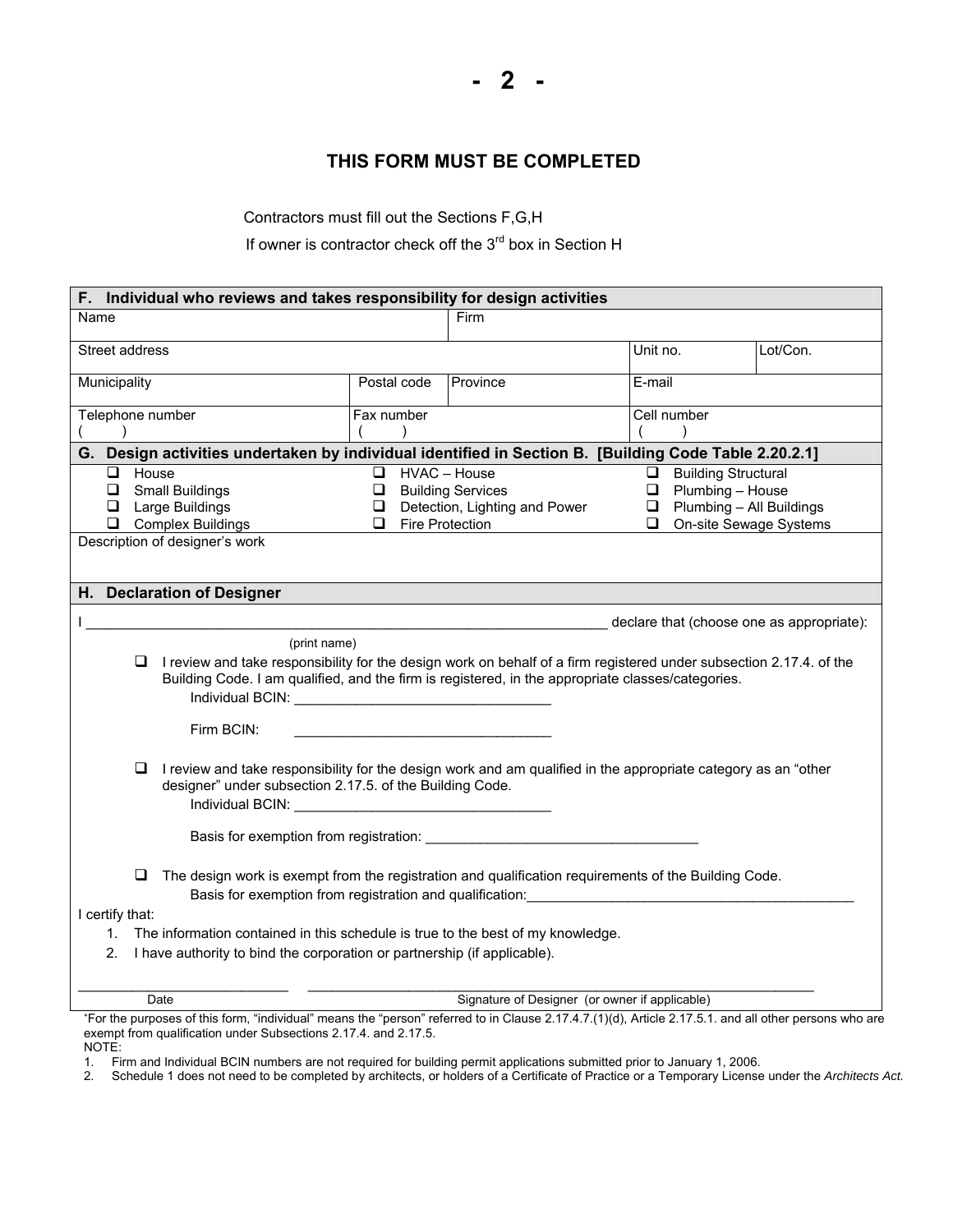## THIS FORM MUST BE COMPLETED

Contractors must fill out the Sections F,G,H

If owner is contractor check off the 3rd box in Section H

| **F. Individual who reviews and takes responsibility for design activities** | | | | |
|---|---|---|---|---|
| Name | | Firm | | |
| Street address | | | Unit no. | Lot/Con. |
| Municipality | Postal code | Province | E-mail | |
| Telephone number ( ) | Fax number ( ) | | Cell number ( ) | |

**G. Design activities undertaken by individual identified in Section B. [Building Code Table 2.20.2.1]**

| | | |
|---|---|---|
| ❑ House | ❑ HVAC – House | ❑ Building Structural |
| ❑ Small Buildings | ❑ Building Services | ❑ Plumbing – House |
| ❑ Large Buildings | ❑ Detection, Lighting and Power | ❑ Plumbing – All Buildings |
| ❑ Complex Buildings | ❑ Fire Protection | ❑ On-site Sewage Systems |

Description of designer's work

**H. Declaration of Designer**

I ______________________________________________ declare that (choose one as appropriate):

(print name)

❑ I review and take responsibility for the design work on behalf of a firm registered under subsection 2.17.4. of the Building Code. I am qualified, and the firm is registered, in the appropriate classes/categories.

Individual BCIN: ______________________________

Firm BCIN: ______________________________

❑ I review and take responsibility for the design work and am qualified in the appropriate category as an "other designer" under subsection 2.17.5. of the Building Code.

Individual BCIN: ______________________________

Basis for exemption from registration: ______________________________

❑ The design work is exempt from the registration and qualification requirements of the Building Code.

Basis for exemption from registration and qualification: ______________________________

I certify that:

1. The information contained in this schedule is true to the best of my knowledge.
2. I have authority to bind the corporation or partnership (if applicable).

______________________ ______________________________________________

Date Signature of Designer (or owner if applicable)

*For the purposes of this form, "individual" means the "person" referred to in Clause 2.17.4.7.(1)(d), Article 2.17.5.1. and all other persons who are exempt from qualification under Subsections 2.17.4. and 2.17.5.

NOTE:

1. Firm and Individual BCIN numbers are not required for building permit applications submitted prior to January 1, 2006.
2. Schedule 1 does not need to be completed by architects, or holders of a Certificate of Practice or a Temporary License under the *Architects Act.*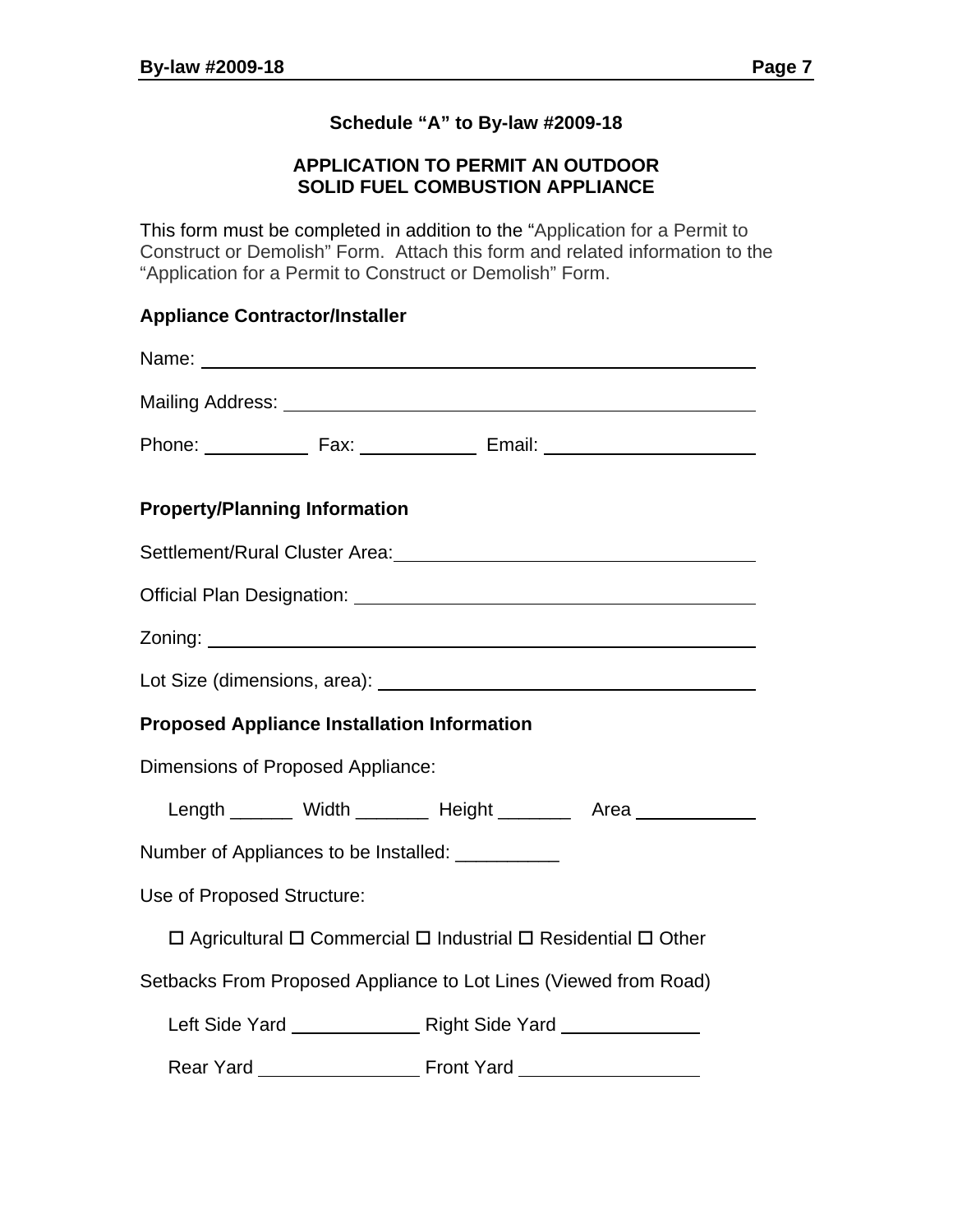**Schedule "A" to By-law #2009-18**

**APPLICATION TO PERMIT AN OUTDOOR SOLID FUEL COMBUSTION APPLIANCE**

This form must be completed in addition to the "Application for a Permit to Construct or Demolish" Form. Attach this form and related information to the "Application for a Permit to Construct or Demolish" Form.

**Appliance Contractor/Installer**

Name: ____________________________________________

Mailing Address: ____________________________________

Phone: __________ Fax: __________ Email: __________________

**Property/Planning Information**

Settlement/Rural Cluster Area: ____________________________

Official Plan Designation: _______________________________

Zoning: _____________________________________________

Lot Size (dimensions, area): _____________________________

**Proposed Appliance Installation Information**

Dimensions of Proposed Appliance:

Length ______ Width _______ Height _______ Area ___________

Number of Appliances to be Installed: __________

Use of Proposed Structure:

☐ Agricultural ☐ Commercial ☐ Industrial ☐ Residential ☐ Other

Setbacks From Proposed Appliance to Lot Lines (Viewed from Road)

Left Side Yard ____________ Right Side Yard ____________

Rear Yard ______________ Front Yard ________________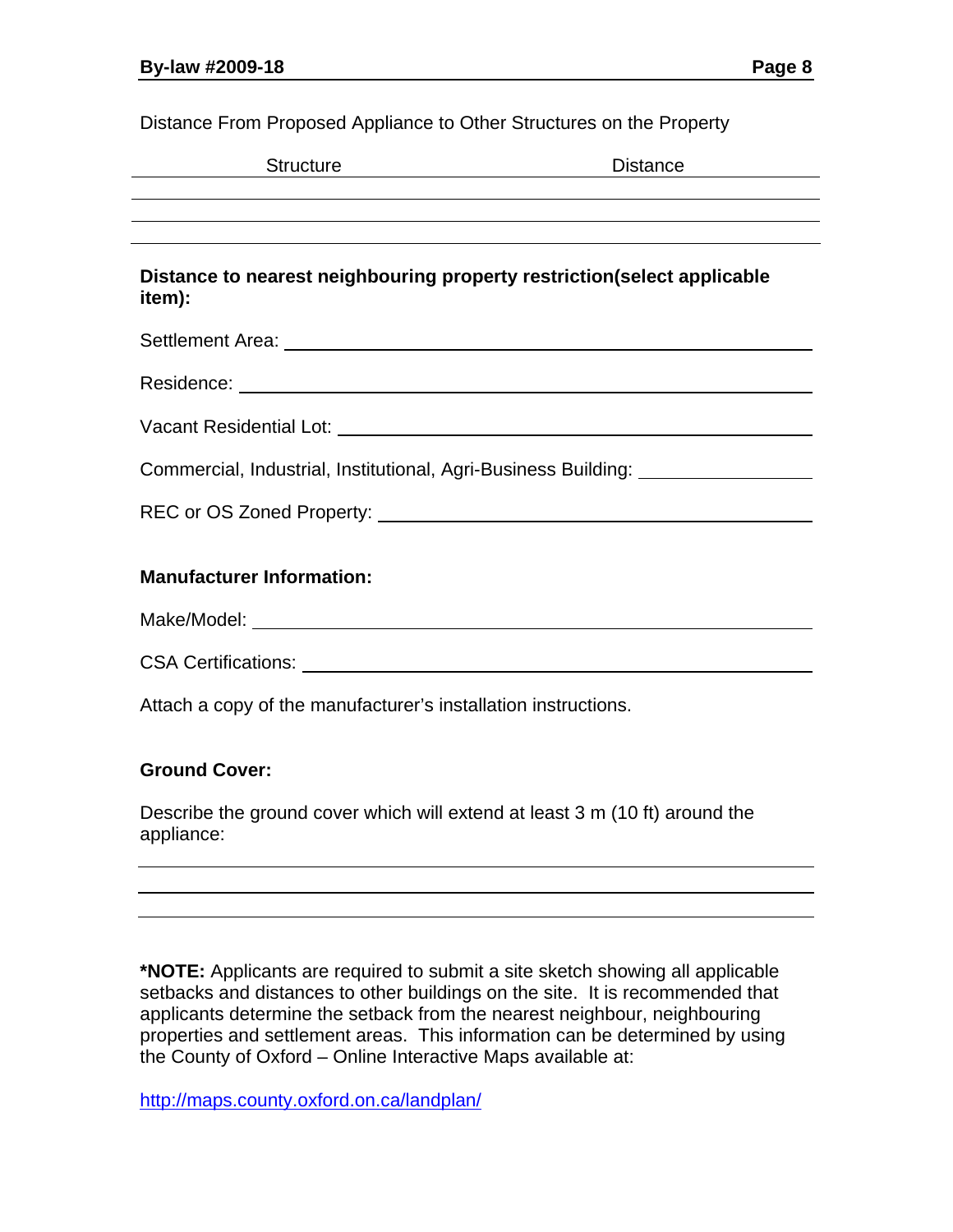Distance From Proposed Appliance to Other Structures on the Property

| Structure | Distance |
|---|---|
| | |
| | |
| | |

**Distance to nearest neighbouring property restriction(select applicable item):**

Settlement Area: ______________________________

Residence: ______________________________

Vacant Residential Lot: ______________________________

Commercial, Industrial, Institutional, Agri-Business Building: ______________

REC or OS Zoned Property: ______________________________

**Manufacturer Information:**

Make/Model: ______________________________

CSA Certifications: ______________________________

Attach a copy of the manufacturer's installation instructions.

**Ground Cover:**

Describe the ground cover which will extend at least 3 m (10 ft) around the appliance:

______________________________

______________________________

______________________________

***NOTE:** Applicants are required to submit a site sketch showing all applicable setbacks and distances to other buildings on the site. It is recommended that applicants determine the setback from the nearest neighbour, neighbouring properties and settlement areas. This information can be determined by using the County of Oxford – Online Interactive Maps available at:

http://maps.county.oxford.on.ca/landplan/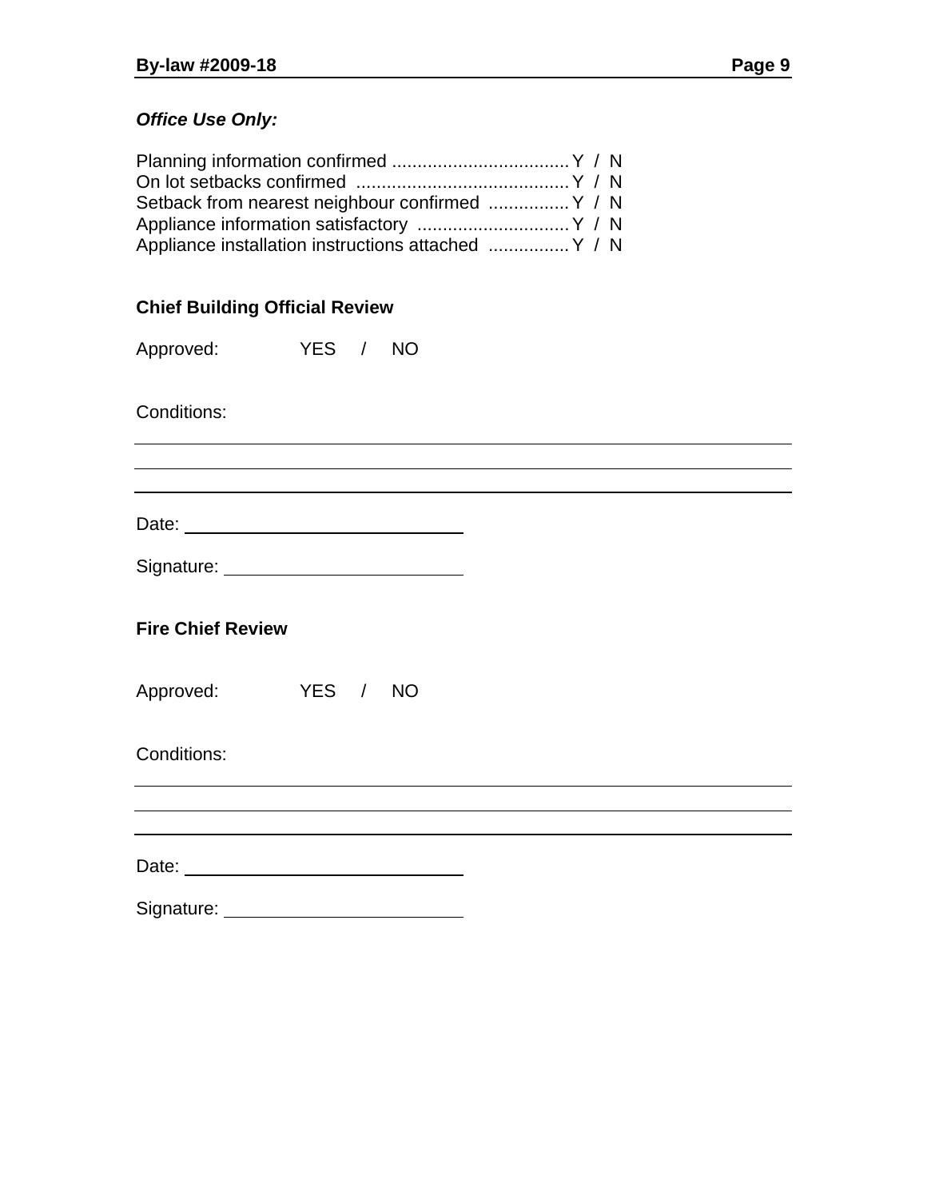***Office Use Only:***

Planning information confirmed .................................. Y / N
On lot setbacks confirmed .......................................... Y / N
Setback from nearest neighbour confirmed ................ Y / N
Appliance information satisfactory .............................. Y / N
Appliance installation instructions attached ................ Y / N

**Chief Building Official Review**

Approved: YES / NO

Conditions:

______________________________________________________________________

______________________________________________________________________

______________________________________________________________________

Date: ______________________________

Signature: __________________________

**Fire Chief Review**

Approved: YES / NO

Conditions:

______________________________________________________________________

______________________________________________________________________

______________________________________________________________________

Date: ______________________________

Signature: __________________________